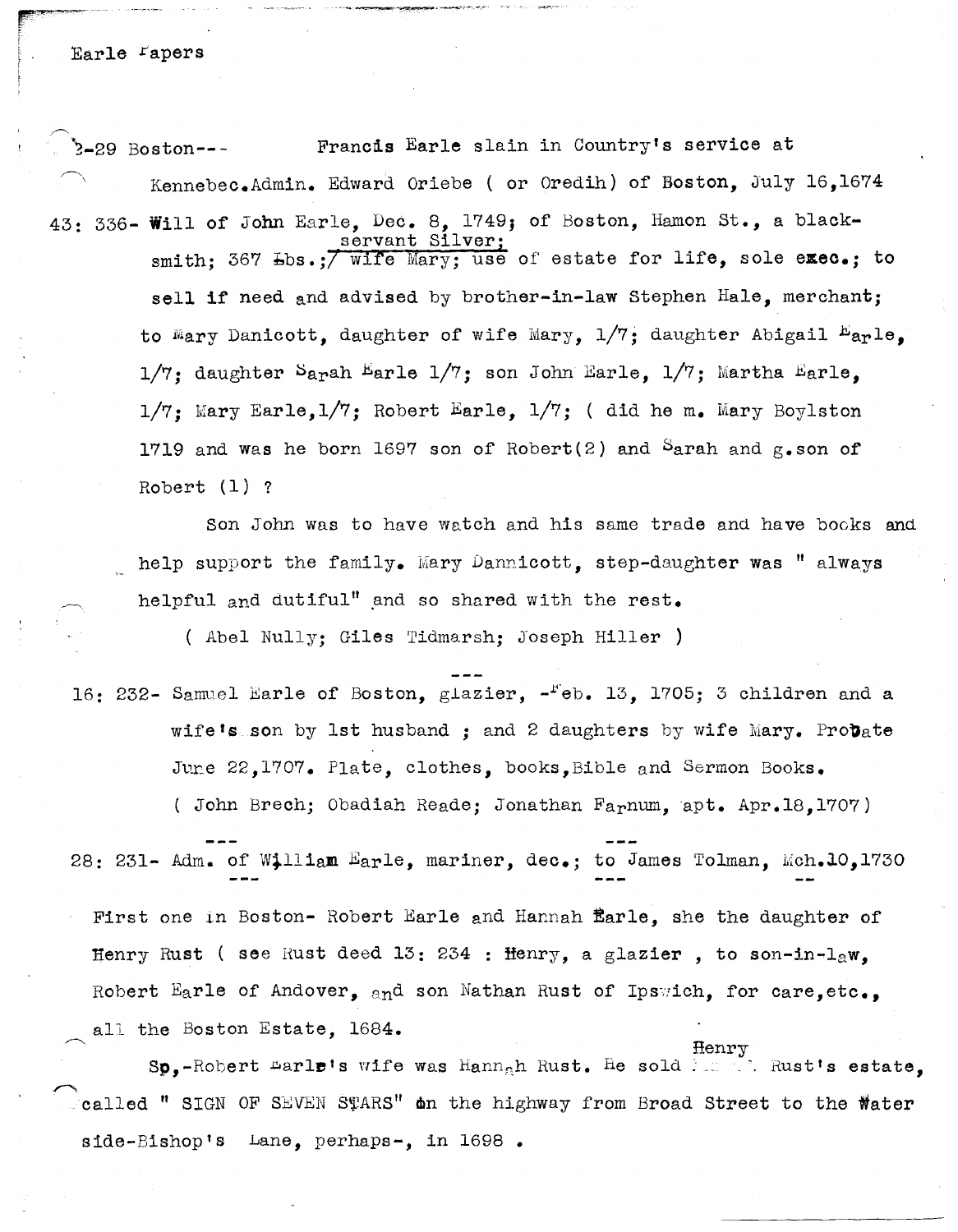Earle Papers

2-29 Boston--- Francis Earle slain in Country's service at Kennebec. Admin. Edward Oriebe ( or Oredih) of Boston, July 16,1674

43: 336- Will of John Earle, Dec. 8, 1749; of Boston, Hamon St., a blacksmith; 367 Lbs.; servant Silver; wife Mary; use of estate for life, sole exec.; to sell if need and advised by brother-in-law Stephen Hale, merchant; to Mary Danicott, daughter of wife Mary, 1/7; daughter Abigail Earle, 1/7; daughter Sarah Earle 1/7; son John Earle, 1/7; Martha Earle, 1/7; Mary Earle, 1/7; Robert Earle, 1/7; ( did he m. Mary Boylston 1719 and was he born 1697 son of Robert(2) and Sarah and g.son of Robert (1) ?

Son John was to have watch and his same trade and have books and help support the family. Mary Dannicott, step-daughter was " always helpful and dutiful" and so shared with the rest.

( Abel Nully; Giles Tidmarsh; Joseph Hiller )

---

16: 232- Samuel Earle of Boston, glazier, -Feb. 13, 1705; 3 children and a wife's son by 1st husband ; and 2 daughters by wife Mary. Probate June 22,1707. Plate, clothes, books, Bible and Sermon Books. ( John Brech; Obadiah Reade; Jonathan Farnum, apt. Apr.18,1707)

---

28: 231- Adm. of William Earle, mariner, dec.; to James Tolman, Mch.10,1730

---

First one in Boston- Robert Earle and Hannah Earle, she the daughter of Henry Rust ( see Rust deed 13: 234 : Henry, a glazier , to son-in-law, Robert Earle of Andover, and son Nathan Rust of Ipswich, for care,etc., all the Boston Estate, 1684.

Sp,-Robert Earle's wife was Hannah Rust. He sold Henry Rust's estate, called " SIGN OF SEVEN STARS" on the highway from Broad Street to the Water side-Bishop's Lane, perhaps-, in 1698 .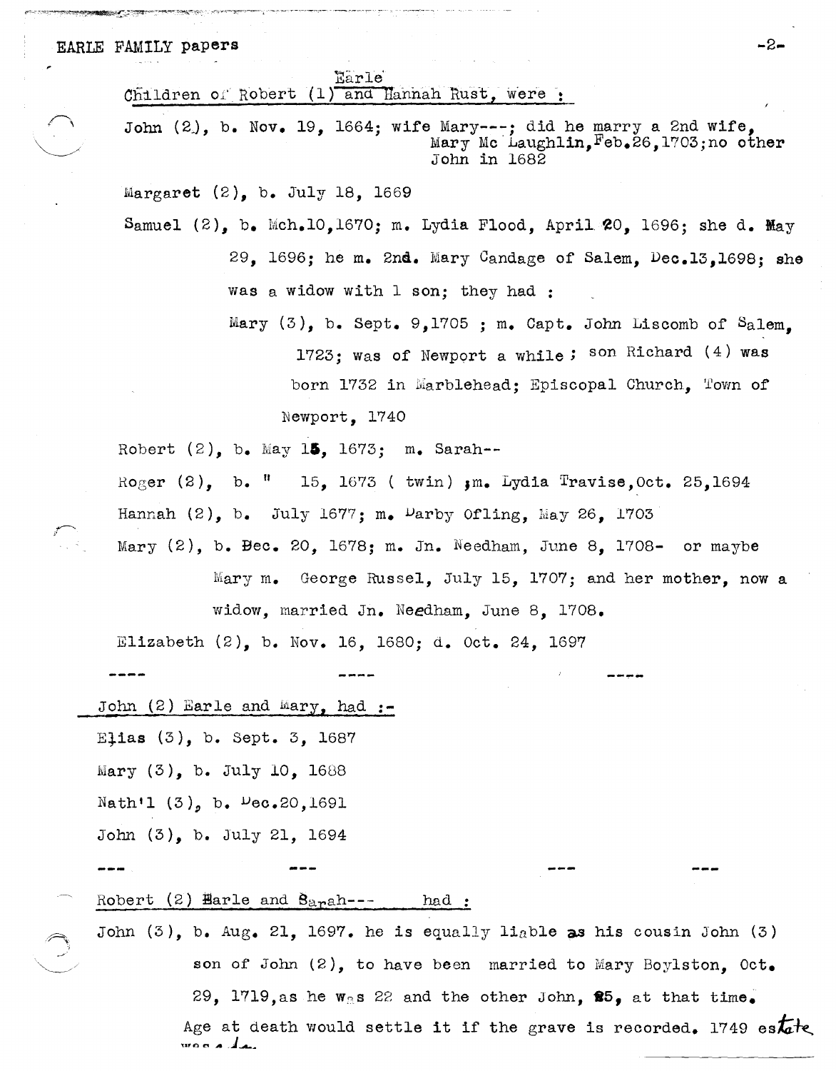EARLE FAMILY papers

Children of Robert (1) Earle and Hannah Rust, were :

John (2), b. Nov. 19, 1664; wife Mary---; did he marry a 2nd wife, Mary Mc Laughlin, Feb.26,1703; no other John in 1682

Margaret (2), b. July 18, 1669

Samuel (2), b. Mch.10,1670; m. Lydia Flood, April 20, 1696; she d. May 29, 1696; he m. 2nd. Mary Candage of Salem, Dec.13,1698; she was a widow with 1 son; they had :

Mary (3), b. Sept. 9,1705 ; m. Capt. John Liscomb of Salem, 1723; was of Newport a while; son Richard (4) was born 1732 in Marblehead; Episcopal Church, Town of Newport, 1740

Robert (2), b. May 15, 1673; m. Sarah--

Roger (2), b. " 15, 1673 ( twin) ;m. Lydia Travise, Oct. 25,1694

Hannah (2), b. July 1677; m. Darby Ofling, May 26, 1703

Mary (2), b. Dec. 20, 1678; m. Jn. Needham, June 8, 1708- or maybe Mary m. George Russel, July 15, 1707; and her mother, now a widow, married Jn. Needham, June 8, 1708.

Elizabeth (2), b. Nov. 16, 1680; d. Oct. 24, 1697

---- ---- ----

John (2) Earle and Mary, had :-

Elias (3), b. Sept. 3, 1687

Mary (3), b. July 10, 1688

Nath'l (3), b. Dec.20,1691

John (3), b. July 21, 1694

--- --- --- ---

Robert (2) Earle and Sarah--- had :

John (3), b. Aug. 21, 1697. he is equally liable as his cousin John (3) son of John (2), to have been married to Mary Boylston, Oct. 29, 1719, as he was 22 and the other John, 25, at that time. Age at death would settle it if the grave is recorded. 1749 estate was ...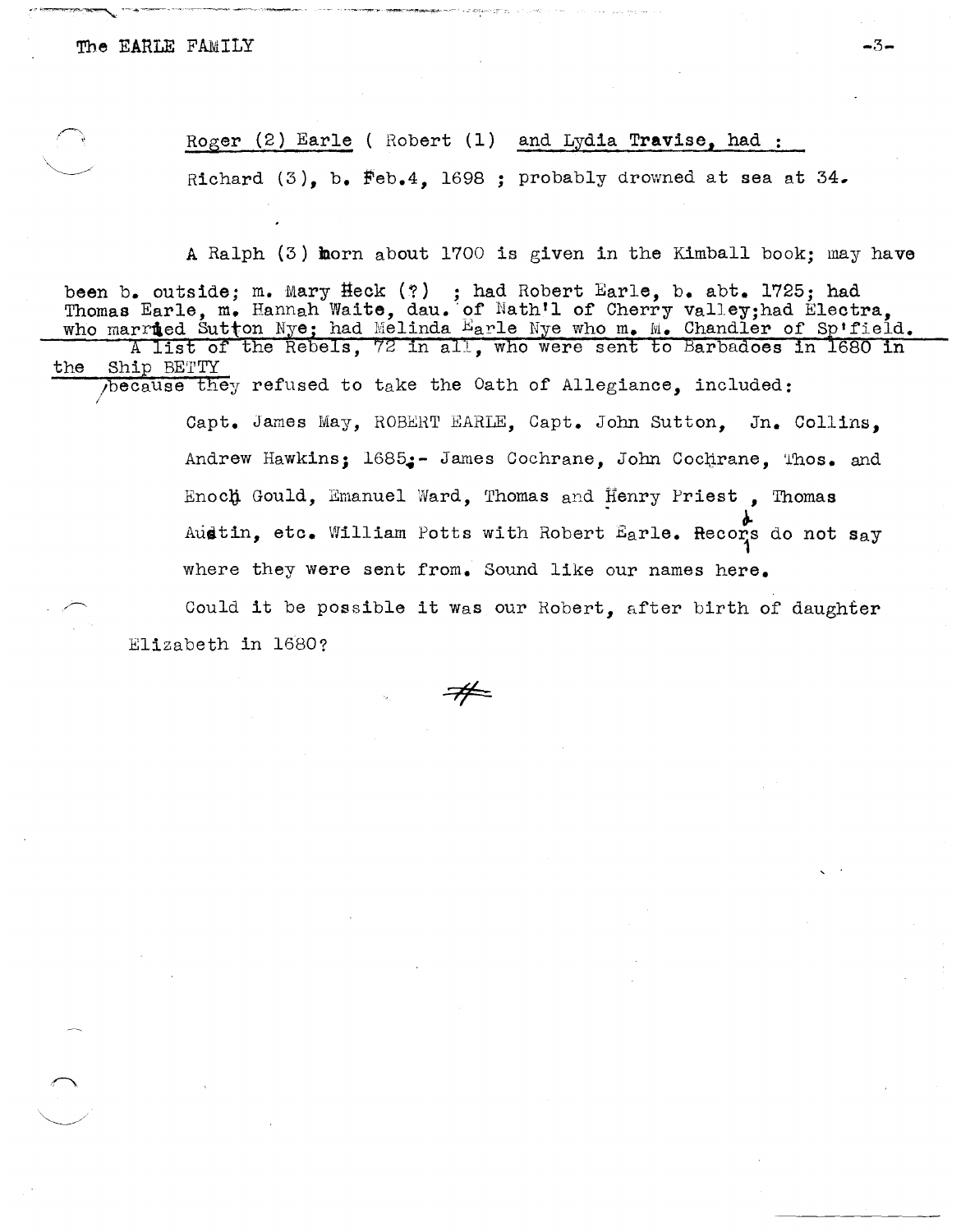Roger (2) Earle ( Robert (1) and Lydia Travise, had :

Richard (3), b. Feb.4, 1698 ; probably drowned at sea at 34.

A Ralph (3) born about 1700 is given in the Kimball book; may have been b. outside; m. Mary Heck (?) ; had Robert Earle, b. abt. 1725; had Thomas Earle, m. Hannah Waite, dau. of Nath'l of Cherry Valley;had Electra, who married Sutton Nye; had Melinda Earle Nye who m. M. Chandler of Sp'field.

A list of the Rebels, 72 in all, who were sent to Barbadoes in 1680 in the Ship BETTY because they refused to take the Oath of Allegiance, included:

Capt. James May, ROBERT EARLE, Capt. John Sutton, Jn. Collins, Andrew Hawkins; 1685:- James Cochrane, John Cochrane, Thos. and Enoch Gould, Emanuel Ward, Thomas and Henry Priest , Thomas Austin, etc. William Potts with Robert Earle. Records do not say where they were sent from. Sound like our names here.

Could it be possible it was our Robert, after birth of daughter Elizabeth in 1680?

#